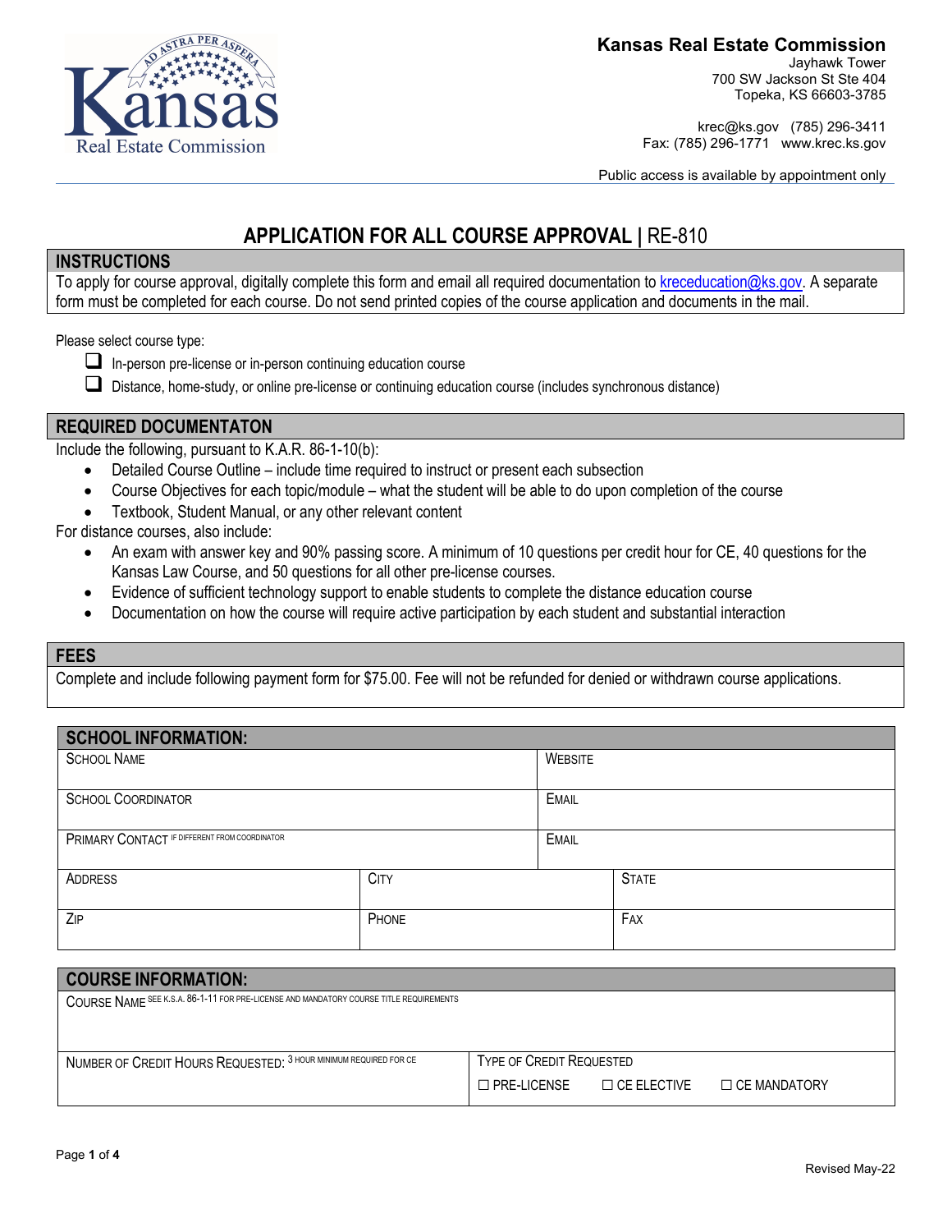**Kansas Real Estate Commission**
Jayhawk Tower
700 SW Jackson St Ste 404
Topeka, KS 66603-3785

krec@ks.gov (785) 296-3411
Fax: (785) 296-1771 www.krec.ks.gov

Public access is available by appointment only

# APPLICATION FOR ALL COURSE APPROVAL | RE-810

## INSTRUCTIONS

To apply for course approval, digitally complete this form and email all required documentation to kreceducation@ks.gov. A separate form must be completed for each course. Do not send printed copies of the course application and documents in the mail.

Please select course type:

- ☐ In-person pre-license or in-person continuing education course
- ☐ Distance, home-study, or online pre-license or continuing education course (includes synchronous distance)

## REQUIRED DOCUMENTATON

Include the following, pursuant to K.A.R. 86-1-10(b):

- Detailed Course Outline – include time required to instruct or present each subsection
- Course Objectives for each topic/module – what the student will be able to do upon completion of the course
- Textbook, Student Manual, or any other relevant content

For distance courses, also include:

- An exam with answer key and 90% passing score. A minimum of 10 questions per credit hour for CE, 40 questions for the Kansas Law Course, and 50 questions for all other pre-license courses.
- Evidence of sufficient technology support to enable students to complete the distance education course
- Documentation on how the course will require active participation by each student and substantial interaction

## FEES

Complete and include following payment form for $75.00. Fee will not be refunded for denied or withdrawn course applications.

## SCHOOL INFORMATION:

| SCHOOL NAME | | WEBSITE |
|---|---|---|
| SCHOOL COORDINATOR | | EMAIL |
| PRIMARY CONTACT IF DIFFERENT FROM COORDINATOR | | EMAIL |
| ADDRESS | CITY | STATE |
| ZIP | PHONE | FAX |

## COURSE INFORMATION:

| COURSE NAME SEE K.S.A. 86-1-11 FOR PRE-LICENSE AND MANDATORY COURSE TITLE REQUIREMENTS | |
|---|---|
| NUMBER OF CREDIT HOURS REQUESTED: 3 HOUR MINIMUM REQUIRED FOR CE | TYPE OF CREDIT REQUESTED<br>☐ PRE-LICENSE ☐ CE ELECTIVE ☐ CE MANDATORY |

Revised May-22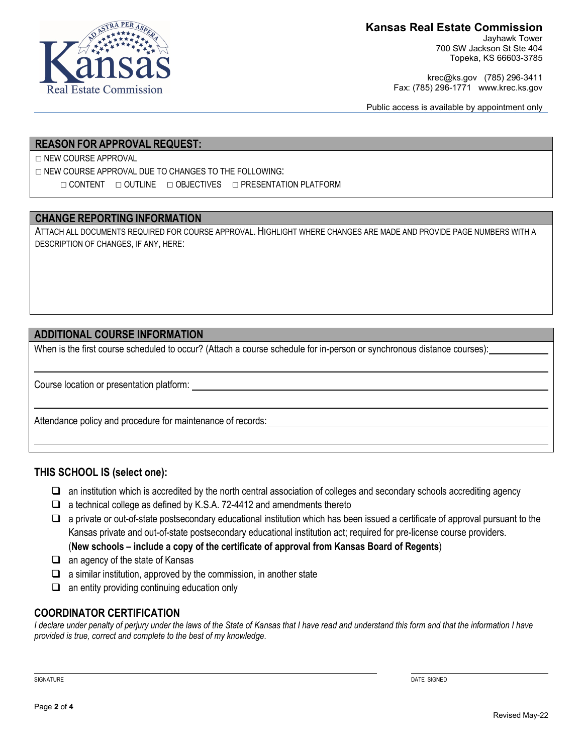**Kansas Real Estate Commission**
Jayhawk Tower
700 SW Jackson St Ste 404
Topeka, KS 66603-3785

krec@ks.gov (785) 296-3411
Fax: (785) 296-1771 www.krec.ks.gov

Public access is available by appointment only

## REASON FOR APPROVAL REQUEST:

☐ NEW COURSE APPROVAL

☐ NEW COURSE APPROVAL DUE TO CHANGES TO THE FOLLOWING:

☐ CONTENT ☐ OUTLINE ☐ OBJECTIVES ☐ PRESENTATION PLATFORM

## CHANGE REPORTING INFORMATION

ATTACH ALL DOCUMENTS REQUIRED FOR COURSE APPROVAL. HIGHLIGHT WHERE CHANGES ARE MADE AND PROVIDE PAGE NUMBERS WITH A DESCRIPTION OF CHANGES, IF ANY, HERE:

## ADDITIONAL COURSE INFORMATION

When is the first course scheduled to occur? (Attach a course schedule for in-person or synchronous distance courses): ____________

Course location or presentation platform: ____________

Attendance policy and procedure for maintenance of records: ____________

## THIS SCHOOL IS (select one):

- ☐ an institution which is accredited by the north central association of colleges and secondary schools accrediting agency
- ☐ a technical college as defined by K.S.A. 72-4412 and amendments thereto
- ☐ a private or out-of-state postsecondary educational institution which has been issued a certificate of approval pursuant to the Kansas private and out-of-state postsecondary educational institution act; required for pre-license course providers. (**New schools – include a copy of the certificate of approval from Kansas Board of Regents**)
- ☐ an agency of the state of Kansas
- ☐ a similar institution, approved by the commission, in another state
- ☐ an entity providing continuing education only

## COORDINATOR CERTIFICATION

*I declare under penalty of perjury under the laws of the State of Kansas that I have read and understand this form and that the information I have provided is true, correct and complete to the best of my knowledge.*

SIGNATURE ____________ DATE SIGNED ____________

Revised May-22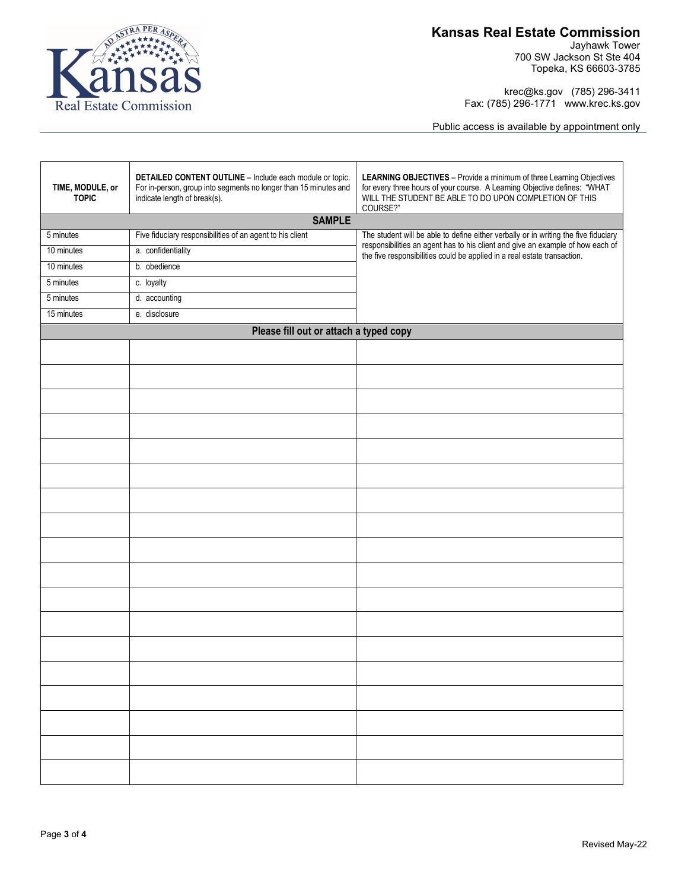# Kansas Real Estate Commission

Jayhawk Tower
700 SW Jackson St Ste 404
Topeka, KS 66603-3785

krec@ks.gov (785) 296-3411
Fax: (785) 296-1771 www.krec.ks.gov

Public access is available by appointment only

| TIME, MODULE, or TOPIC | **DETAILED CONTENT OUTLINE** – Include each module or topic. For in-person, group into segments no longer than 15 minutes and indicate length of break(s). | **LEARNING OBJECTIVES** – Provide a minimum of three Learning Objectives for every three hours of your course. A Learning Objective defines: "WHAT WILL THE STUDENT BE ABLE TO DO UPON COMPLETION OF THIS COURSE?" |
|---|---|---|
| **SAMPLE** | | |
| 5 minutes | Five fiduciary responsibilities of an agent to his client | The student will be able to define either verbally or in writing the five fiduciary responsibilities an agent has to his client and give an example of how each of the five responsibilities could be applied in a real estate transaction. |
| 10 minutes | a. confidentiality | |
| 10 minutes | b. obedience | |
| 5 minutes | c. loyalty | |
| 5 minutes | d. accounting | |
| 15 minutes | e. disclosure | |
| **Please fill out or attach a typed copy** | | |
| | | |
| | | |
| | | |
| | | |
| | | |
| | | |
| | | |
| | | |
| | | |
| | | |
| | | |
| | | |
| | | |
| | | |
| | | |
| | | |
| | | |
| | | |

Revised May-22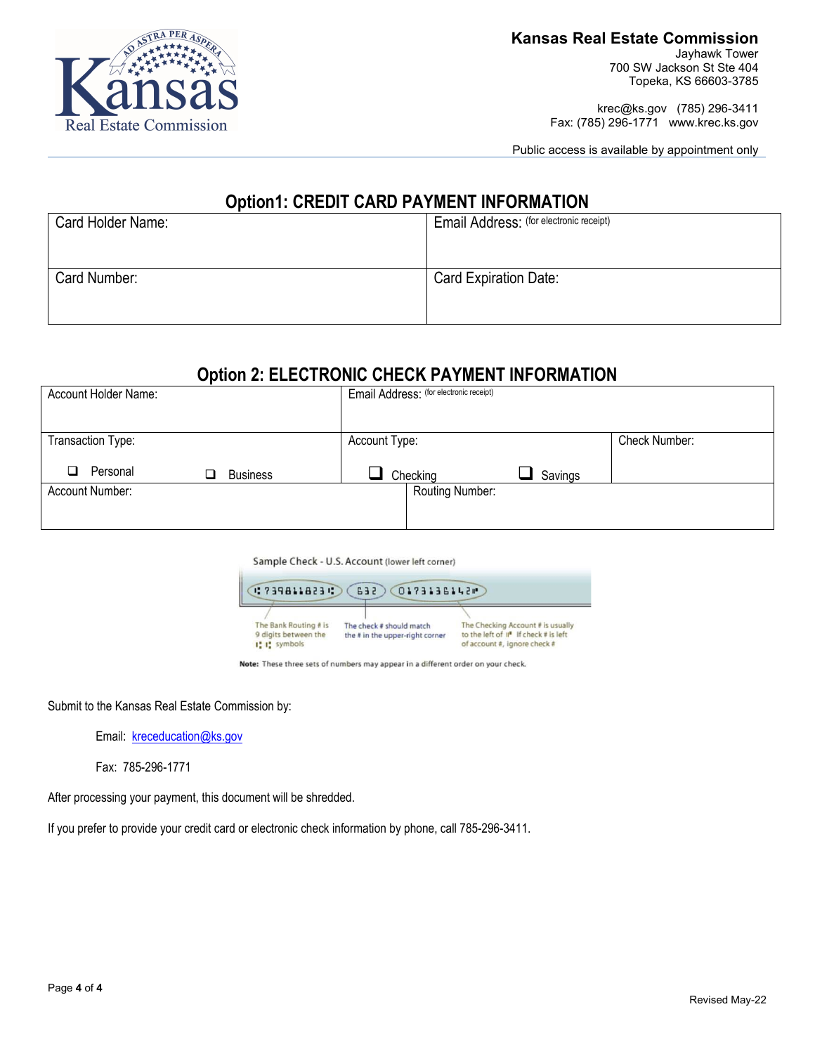**Kansas Real Estate Commission**
Jayhawk Tower
700 SW Jackson St Ste 404
Topeka, KS 66603-3785

krec@ks.gov (785) 296-3411
Fax: (785) 296-1771 www.krec.ks.gov

Public access is available by appointment only

## Option1: CREDIT CARD PAYMENT INFORMATION

| | |
|---|---|
| Card Holder Name: | Email Address: (for electronic receipt) |
| Card Number: | Card Expiration Date: |

## Option 2: ELECTRONIC CHECK PAYMENT INFORMATION

| | | |
|---|---|---|
| Account Holder Name: | Email Address: (for electronic receipt) | |
| Transaction Type: ❑ Personal ❑ Business | Account Type: ❑ Checking ❑ Savings | Check Number: |
| Account Number: | Routing Number: | |

Sample Check - U.S. Account (lower left corner)

⑆739811823⑆ 632 0173136142⑈

The Bank Routing # is 9 digits between the ⑆ ⑆ symbols

The check # should match the # in the upper-right corner

The Checking Account # is usually to the left of ⑈ If check # is left of account #, ignore check #

**Note:** These three sets of numbers may appear in a different order on your check.

Submit to the Kansas Real Estate Commission by:

Email: kreceducation@ks.gov

Fax: 785-296-1771

After processing your payment, this document will be shredded.

If you prefer to provide your credit card or electronic check information by phone, call 785-296-3411.

Revised May-22